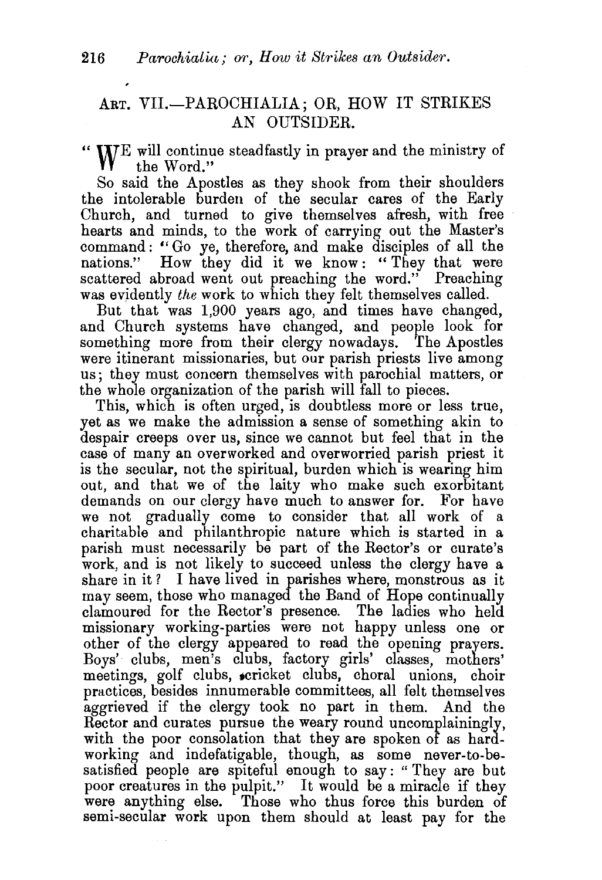## ART. VII.—PAROCHIALIA; OR, HOW IT STRIKES AN OUTSIDER.

"WE will continue steadfastly in prayer and the ministry of the Word."

So said the Apostles as they shook from their shoulders the intolerable burden of the secular cares of the Early Church, and turned to give themselves afresh, with free hearts and minds, to the work of carrying out the Master's command: "Go ye, therefore, and make disciples of all the nations." How they did it we know: "They that were scattered abroad went out preaching the word." Preaching was evidently *the* work to which they felt themselves called.

But that was 1,900 years ago, and times have changed, and Church systems have changed, and people look for something more from their clergy nowadays. The Apostles were itinerant missionaries, but our parish priests live among us; they must concern themselves with parochial matters, or the whole organization of the parish will fall to pieces.

This, which is often urged, is doubtless more or less true, yet as we make the admission a sense of something akin to despair creeps over us, since we cannot but feel that in the case of many an overworked and overworried parish priest it is the secular, not the spiritual, burden which is wearing him out, and that we of the laity who make such exorbitant demands on our clergy have much to answer for. For have we not gradually come to consider that all work of a charitable and philanthropic nature which is started in a parish must necessarily be part of the Rector's or curate's work, and is not likely to succeed unless the clergy have a share in it? I have lived in parishes where, monstrous as it may seem, those who managed the Band of Hope continually clamoured for the Rector's presence. The ladies who held missionary working-parties were not happy unless one or other of the clergy appeared to read the opening prayers. Boys' clubs, men's clubs, factory girls' classes, mothers' meetings, golf clubs, cricket clubs, choral unions, choir practices, besides innumerable committees, all felt themselves aggrieved if the clergy took no part in them. And the Rector and curates pursue the weary round uncomplainingly, with the poor consolation that they are spoken of as hard-working and indefatigable, though, as some never-to-be-satisfied people are spiteful enough to say: "They are but poor creatures in the pulpit." It would be a miracle if they were anything else. Those who thus force this burden of semi-secular work upon them should at least pay for the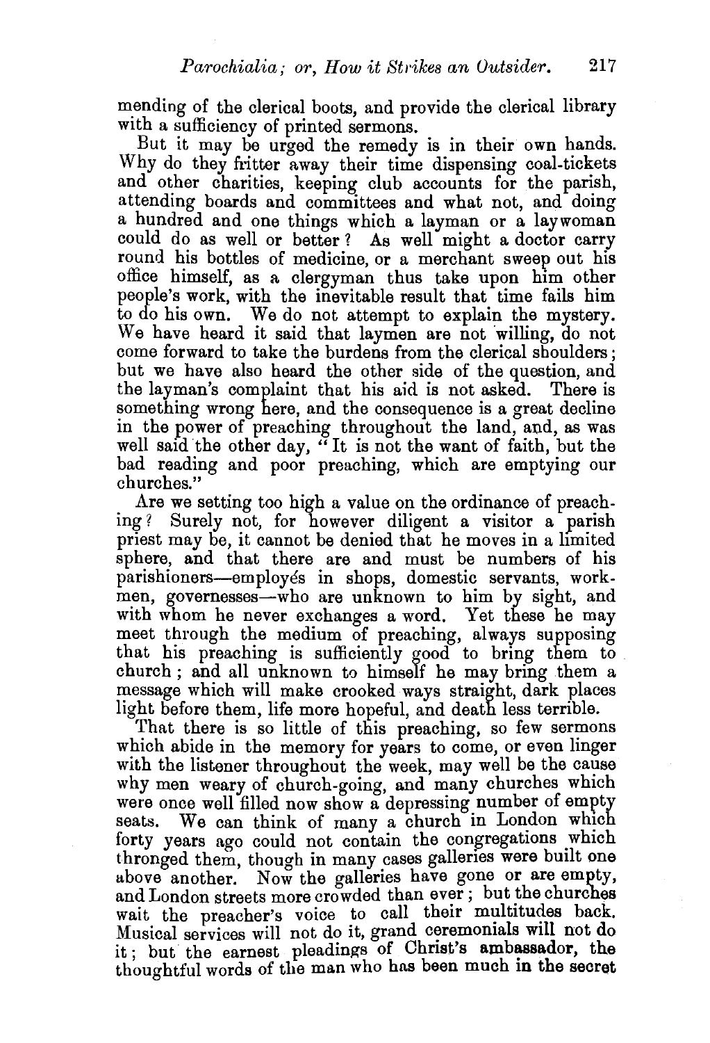mending of the clerical boots, and provide the clerical library with a sufficiency of printed sermons.

But it may be urged the remedy is in their own hands. Why do they fritter away their time dispensing coal-tickets and other charities, keeping club accounts for the parish, attending boards and committees and what not, and doing a hundred and one things which a layman or a laywoman could do as well or better? As well might a doctor carry round his bottles of medicine, or a merchant sweep out his office himself, as a clergyman thus take upon him other people's work, with the inevitable result that time fails him to do his own. We do not attempt to explain the mystery. We have heard it said that laymen are not willing, do not come forward to take the burdens from the clerical shoulders; but we have also heard the other side of the question, and the layman's complaint that his aid is not asked. There is something wrong here, and the consequence is a great decline in the power of preaching throughout the land, and, as was well said the other day, "It is not the want of faith, but the bad reading and poor preaching, which are emptying our churches."

Are we setting too high a value on the ordinance of preaching? Surely not, for however diligent a visitor a parish priest may be, it cannot be denied that he moves in a limited sphere, and that there are and must be numbers of his parishioners—employés in shops, domestic servants, workmen, governesses—who are unknown to him by sight, and with whom he never exchanges a word. Yet these he may meet through the medium of preaching, always supposing that his preaching is sufficiently good to bring them to church; and all unknown to himself he may bring them a message which will make crooked ways straight, dark places light before them, life more hopeful, and death less terrible.

That there is so little of this preaching, so few sermons which abide in the memory for years to come, or even linger with the listener throughout the week, may well be the cause why men weary of church-going, and many churches which were once well filled now show a depressing number of empty seats. We can think of many a church in London which forty years ago could not contain the congregations which thronged them, though in many cases galleries were built one above another. Now the galleries have gone or are empty, and London streets more crowded than ever; but the churches wait the preacher's voice to call their multitudes back. Musical services will not do it, grand ceremonials will not do it; but the earnest pleadings of Christ's ambassador, the thoughtful words of the man who has been much in the secret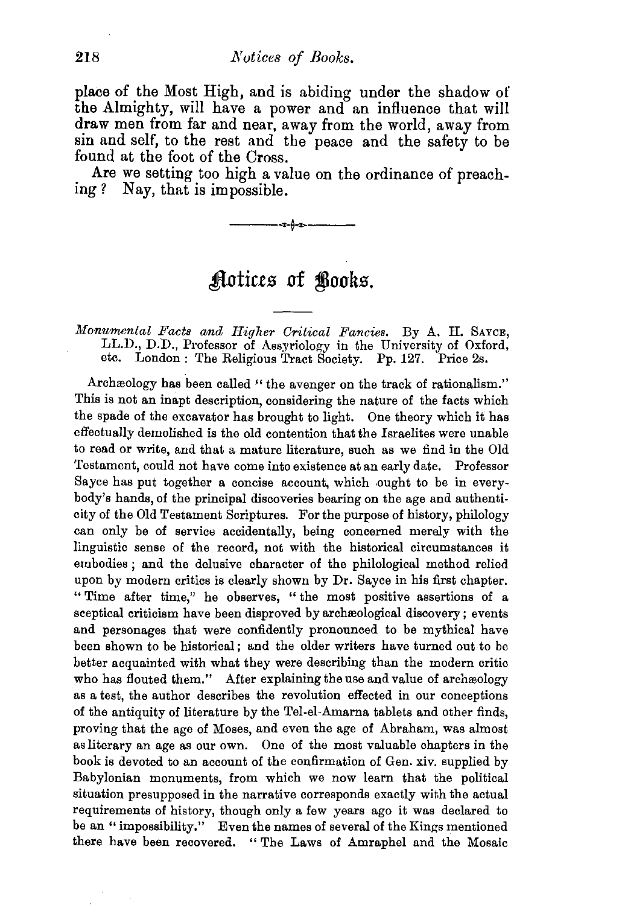place of the Most High, and is abiding under the shadow of the Almighty, will have a power and an influence that will draw men from far and near, away from the world, away from sin and self, to the rest and the peace and the safety to be found at the foot of the Cross.

Are we setting too high a value on the ordinance of preaching? Nay, that is impossible.

---

# Notices of Books.

*Monumental Facts and Higher Critical Fancies.* By A. H. Sayce, LL.D., D.D., Professor of Assyriology in the University of Oxford, etc. London: The Religious Tract Society. Pp. 127. Price 2s.

Archæology has been called "the avenger on the track of rationalism." This is not an inapt description, considering the nature of the facts which the spade of the excavator has brought to light. One theory which it has effectually demolished is the old contention that the Israelites were unable to read or write, and that a mature literature, such as we find in the Old Testament, could not have come into existence at an early date. Professor Sayce has put together a concise account, which ought to be in everybody's hands, of the principal discoveries bearing on the age and authenticity of the Old Testament Scriptures. For the purpose of history, philology can only be of service accidentally, being concerned merely with the linguistic sense of the record, not with the historical circumstances it embodies; and the delusive character of the philological method relied upon by modern critics is clearly shown by Dr. Sayce in his first chapter. "Time after time," he observes, "the most positive assertions of a sceptical criticism have been disproved by archæological discovery; events and personages that were confidently pronounced to be mythical have been shown to be historical; and the older writers have turned out to be better acquainted with what they were describing than the modern critic who has flouted them." After explaining the use and value of archæology as a test, the author describes the revolution effected in our conceptions of the antiquity of literature by the Tel-el-Amarna tablets and other finds, proving that the age of Moses, and even the age of Abraham, was almost as literary an age as our own. One of the most valuable chapters in the book is devoted to an account of the confirmation of Gen. xiv. supplied by Babylonian monuments, from which we now learn that the political situation presupposed in the narrative corresponds exactly with the actual requirements of history, though only a few years ago it was declared to be an "impossibility." Even the names of several of the Kings mentioned there have been recovered. "The Laws of Amraphel and the Mosaic